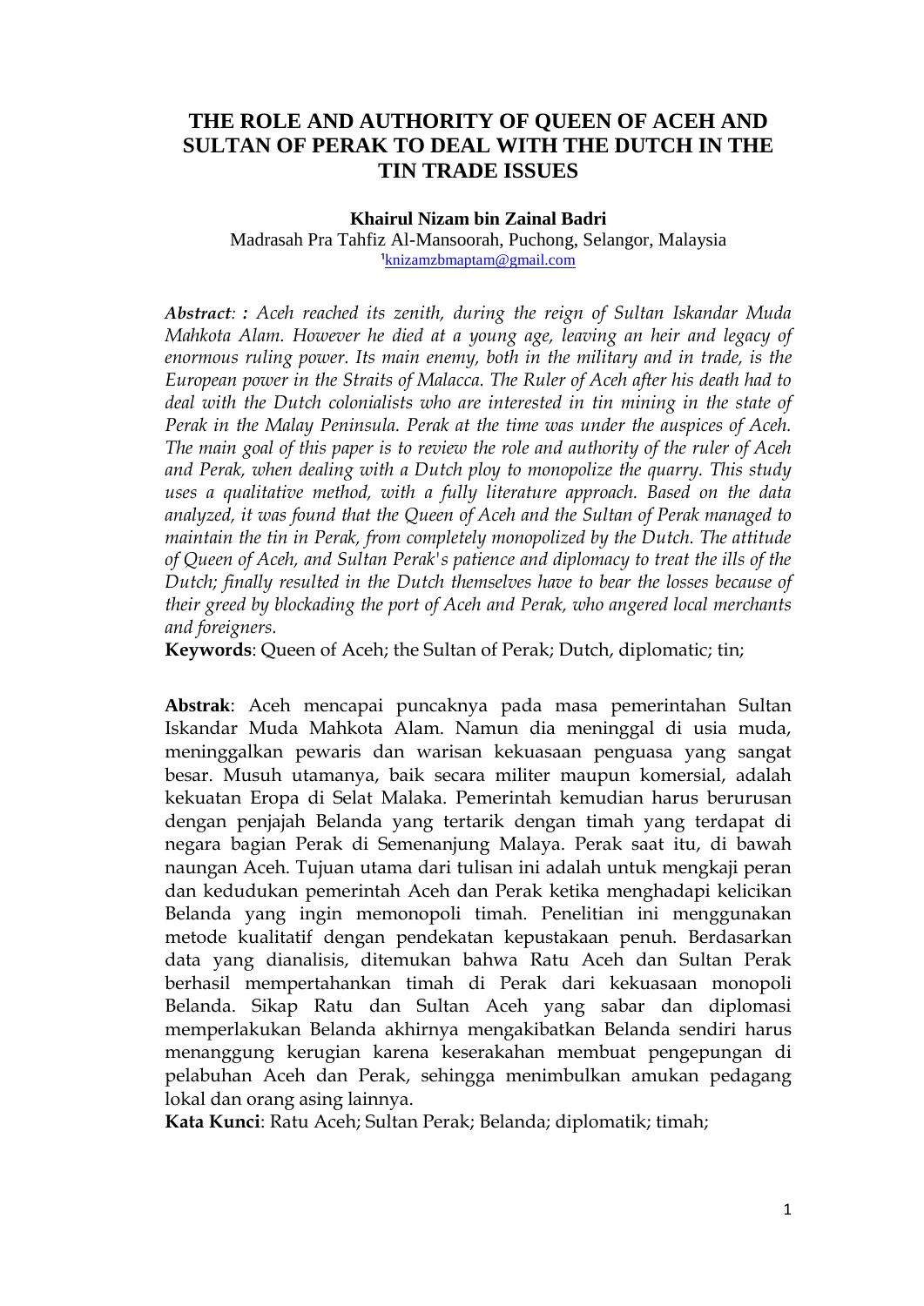# THE ROLE AND AUTHORITY OF QUEEN OF ACEH AND SULTAN OF PERAK TO DEAL WITH THE DUTCH IN THE TIN TRADE ISSUES

**Khairul Nizam bin Zainal Badri**

Madrasah Pra Tahfiz Al-Mansoorah, Puchong, Selangor, Malaysia

[1]knizamzbmaptam@gmail.com

***Abstract*: :** *Aceh reached its zenith, during the reign of Sultan Iskandar Muda Mahkota Alam. However he died at a young age, leaving an heir and legacy of enormous ruling power. Its main enemy, both in the military and in trade, is the European power in the Straits of Malacca. The Ruler of Aceh after his death had to deal with the Dutch colonialists who are interested in tin mining in the state of Perak in the Malay Peninsula. Perak at the time was under the auspices of Aceh. The main goal of this paper is to review the role and authority of the ruler of Aceh and Perak, when dealing with a Dutch ploy to monopolize the quarry. This study uses a qualitative method, with a fully literature approach. Based on the data analyzed, it was found that the Queen of Aceh and the Sultan of Perak managed to maintain the tin in Perak, from completely monopolized by the Dutch. The attitude of Queen of Aceh, and Sultan Perak's patience and diplomacy to treat the ills of the Dutch; finally resulted in the Dutch themselves have to bear the losses because of their greed by blockading the port of Aceh and Perak, who angered local merchants and foreigners.*

**Keywords**: Queen of Aceh; the Sultan of Perak; Dutch, diplomatic; tin;

**Abstrak**: Aceh mencapai puncaknya pada masa pemerintahan Sultan Iskandar Muda Mahkota Alam. Namun dia meninggal di usia muda, meninggalkan pewaris dan warisan kekuasaan penguasa yang sangat besar. Musuh utamanya, baik secara militer maupun komersial, adalah kekuatan Eropa di Selat Malaka. Pemerintah kemudian harus berurusan dengan penjajah Belanda yang tertarik dengan timah yang terdapat di negara bagian Perak di Semenanjung Malaya. Perak saat itu, di bawah naungan Aceh. Tujuan utama dari tulisan ini adalah untuk mengkaji peran dan kedudukan pemerintah Aceh dan Perak ketika menghadapi kelicikan Belanda yang ingin memonopoli timah. Penelitian ini menggunakan metode kualitatif dengan pendekatan kepustakaan penuh. Berdasarkan data yang dianalisis, ditemukan bahwa Ratu Aceh dan Sultan Perak berhasil mempertahankan timah di Perak dari kekuasaan monopoli Belanda. Sikap Ratu dan Sultan Aceh yang sabar dan diplomasi memperlakukan Belanda akhirnya mengakibatkan Belanda sendiri harus menanggung kerugian karena keserakahan membuat pengepungan di pelabuhan Aceh dan Perak, sehingga menimbulkan amukan pedagang lokal dan orang asing lainnya.

**Kata Kunci**: Ratu Aceh; Sultan Perak; Belanda; diplomatik; timah;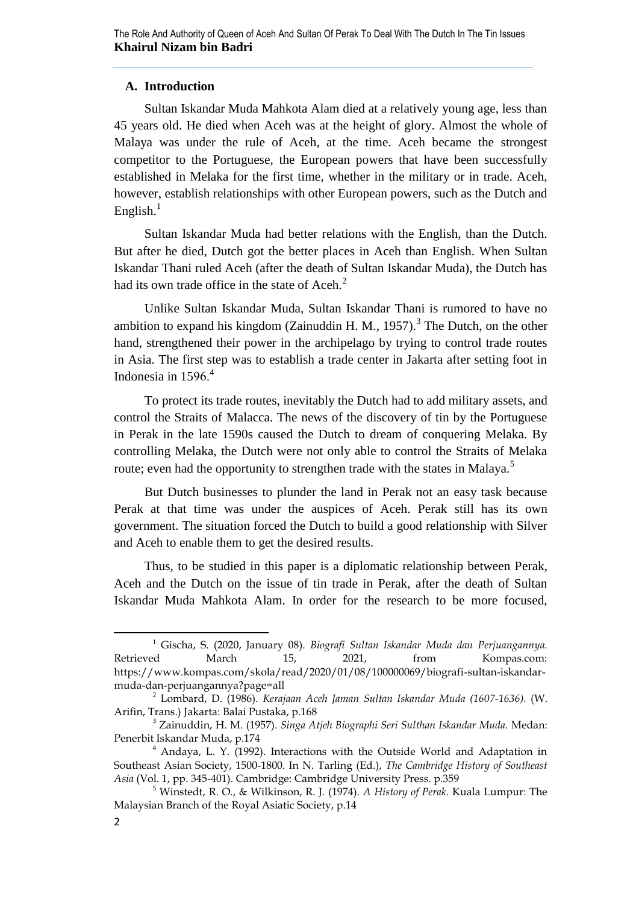## A. Introduction

Sultan Iskandar Muda Mahkota Alam died at a relatively young age, less than 45 years old. He died when Aceh was at the height of glory. Almost the whole of Malaya was under the rule of Aceh, at the time. Aceh became the strongest competitor to the Portuguese, the European powers that have been successfully established in Melaka for the first time, whether in the military or in trade. Aceh, however, establish relationships with other European powers, such as the Dutch and English.[1]

Sultan Iskandar Muda had better relations with the English, than the Dutch. But after he died, Dutch got the better places in Aceh than English. When Sultan Iskandar Thani ruled Aceh (after the death of Sultan Iskandar Muda), the Dutch has had its own trade office in the state of Aceh.[2]

Unlike Sultan Iskandar Muda, Sultan Iskandar Thani is rumored to have no ambition to expand his kingdom (Zainuddin H. M., 1957).[3] The Dutch, on the other hand, strengthened their power in the archipelago by trying to control trade routes in Asia. The first step was to establish a trade center in Jakarta after setting foot in Indonesia in 1596.[4]

To protect its trade routes, inevitably the Dutch had to add military assets, and control the Straits of Malacca. The news of the discovery of tin by the Portuguese in Perak in the late 1590s caused the Dutch to dream of conquering Melaka. By controlling Melaka, the Dutch were not only able to control the Straits of Melaka route; even had the opportunity to strengthen trade with the states in Malaya.[5]

But Dutch businesses to plunder the land in Perak not an easy task because Perak at that time was under the auspices of Aceh. Perak still has its own government. The situation forced the Dutch to build a good relationship with Silver and Aceh to enable them to get the desired results.

Thus, to be studied in this paper is a diplomatic relationship between Perak, Aceh and the Dutch on the issue of tin trade in Perak, after the death of Sultan Iskandar Muda Mahkota Alam. In order for the research to be more focused,

---

[1] Gischa, S. (2020, January 08). *Biografi Sultan Iskandar Muda dan Perjuangannya.* Retrieved March 15, 2021, from Kompas.com: https://www.kompas.com/skola/read/2020/01/08/100000069/biografi-sultan-iskandar-muda-dan-perjuangannya?page=all

[2] Lombard, D. (1986). *Kerajaan Aceh Jaman Sultan Iskandar Muda (1607-1636).* (W. Arifin, Trans.) Jakarta: Balai Pustaka, p.168

[3] Zainuddin, H. M. (1957). *Singa Atjeh Biographi Seri Sulthan Iskandar Muda.* Medan: Penerbit Iskandar Muda, p.174

[4] Andaya, L. Y. (1992). Interactions with the Outside World and Adaptation in Southeast Asian Society, 1500-1800. In N. Tarling (Ed.), *The Cambridge History of Southeast Asia* (Vol. 1, pp. 345-401). Cambridge: Cambridge University Press. p.359

[5] Winstedt, R. O., & Wilkinson, R. J. (1974). *A History of Perak.* Kuala Lumpur: The Malaysian Branch of the Royal Asiatic Society, p.14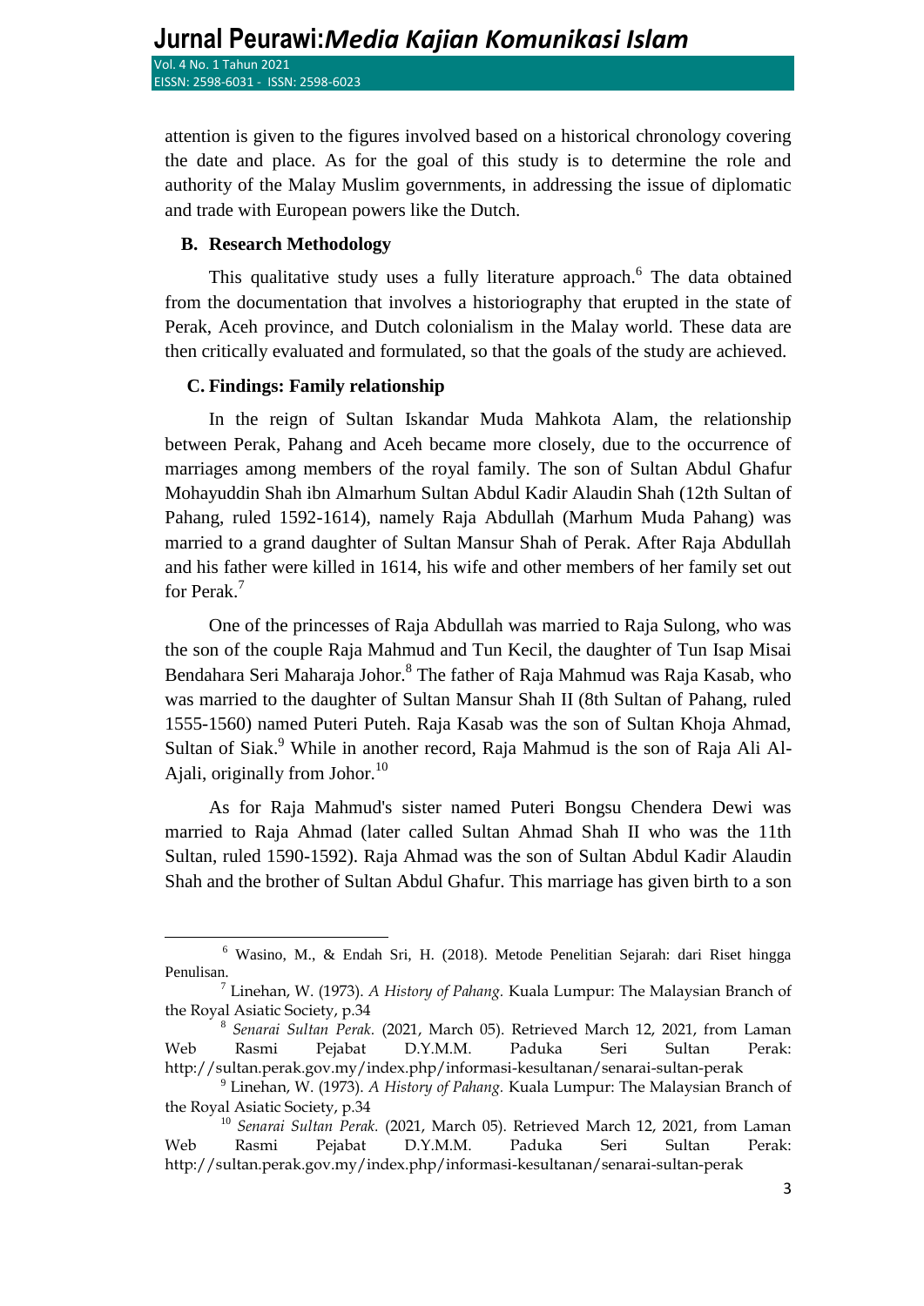attention is given to the figures involved based on a historical chronology covering the date and place. As for the goal of this study is to determine the role and authority of the Malay Muslim governments, in addressing the issue of diplomatic and trade with European powers like the Dutch.

## B. Research Methodology

This qualitative study uses a fully literature approach.[6] The data obtained from the documentation that involves a historiography that erupted in the state of Perak, Aceh province, and Dutch colonialism in the Malay world. These data are then critically evaluated and formulated, so that the goals of the study are achieved.

## C. Findings: Family relationship

In the reign of Sultan Iskandar Muda Mahkota Alam, the relationship between Perak, Pahang and Aceh became more closely, due to the occurrence of marriages among members of the royal family. The son of Sultan Abdul Ghafur Mohayuddin Shah ibn Almarhum Sultan Abdul Kadir Alaudin Shah (12th Sultan of Pahang, ruled 1592-1614), namely Raja Abdullah (Marhum Muda Pahang) was married to a grand daughter of Sultan Mansur Shah of Perak. After Raja Abdullah and his father were killed in 1614, his wife and other members of her family set out for Perak.[7]

One of the princesses of Raja Abdullah was married to Raja Sulong, who was the son of the couple Raja Mahmud and Tun Kecil, the daughter of Tun Isap Misai Bendahara Seri Maharaja Johor.[8] The father of Raja Mahmud was Raja Kasab, who was married to the daughter of Sultan Mansur Shah II (8th Sultan of Pahang, ruled 1555-1560) named Puteri Puteh. Raja Kasab was the son of Sultan Khoja Ahmad, Sultan of Siak.[9] While in another record, Raja Mahmud is the son of Raja Ali Al-Ajali, originally from Johor.[10]

As for Raja Mahmud's sister named Puteri Bongsu Chendera Dewi was married to Raja Ahmad (later called Sultan Ahmad Shah II who was the 11th Sultan, ruled 1590-1592). Raja Ahmad was the son of Sultan Abdul Kadir Alaudin Shah and the brother of Sultan Abdul Ghafur. This marriage has given birth to a son

---

[6] Wasino, M., & Endah Sri, H. (2018). Metode Penelitian Sejarah: dari Riset hingga Penulisan.

[7] Linehan, W. (1973). *A History of Pahang*. Kuala Lumpur: The Malaysian Branch of the Royal Asiatic Society, p.34

[8] *Senarai Sultan Perak*. (2021, March 05). Retrieved March 12, 2021, from Laman Web Rasmi Pejabat D.Y.M.M. Paduka Seri Sultan Perak: http://sultan.perak.gov.my/index.php/informasi-kesultanan/senarai-sultan-perak

[9] Linehan, W. (1973). *A History of Pahang*. Kuala Lumpur: The Malaysian Branch of the Royal Asiatic Society, p.34

[10] *Senarai Sultan Perak*. (2021, March 05). Retrieved March 12, 2021, from Laman Web Rasmi Pejabat D.Y.M.M. Paduka Seri Sultan Perak: http://sultan.perak.gov.my/index.php/informasi-kesultanan/senarai-sultan-perak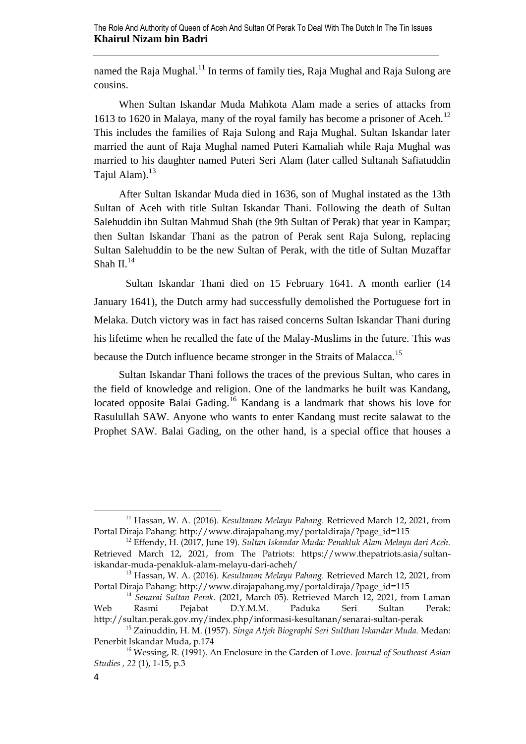named the Raja Mughal.[11] In terms of family ties, Raja Mughal and Raja Sulong are cousins.

When Sultan Iskandar Muda Mahkota Alam made a series of attacks from 1613 to 1620 in Malaya, many of the royal family has become a prisoner of Aceh.[12] This includes the families of Raja Sulong and Raja Mughal. Sultan Iskandar later married the aunt of Raja Mughal named Puteri Kamaliah while Raja Mughal was married to his daughter named Puteri Seri Alam (later called Sultanah Safiatuddin Tajul Alam).[13]

After Sultan Iskandar Muda died in 1636, son of Mughal instated as the 13th Sultan of Aceh with title Sultan Iskandar Thani. Following the death of Sultan Salehuddin ibn Sultan Mahmud Shah (the 9th Sultan of Perak) that year in Kampar; then Sultan Iskandar Thani as the patron of Perak sent Raja Sulong, replacing Sultan Salehuddin to be the new Sultan of Perak, with the title of Sultan Muzaffar Shah II.[14]

Sultan Iskandar Thani died on 15 February 1641. A month earlier (14 January 1641), the Dutch army had successfully demolished the Portuguese fort in Melaka. Dutch victory was in fact has raised concerns Sultan Iskandar Thani during his lifetime when he recalled the fate of the Malay-Muslims in the future. This was because the Dutch influence became stronger in the Straits of Malacca.[15]

Sultan Iskandar Thani follows the traces of the previous Sultan, who cares in the field of knowledge and religion. One of the landmarks he built was Kandang, located opposite Balai Gading.[16] Kandang is a landmark that shows his love for Rasulullah SAW. Anyone who wants to enter Kandang must recite salawat to the Prophet SAW. Balai Gading, on the other hand, is a special office that houses a

---

[11] Hassan, W. A. (2016). *Kesultanan Melayu Pahang.* Retrieved March 12, 2021, from Portal Diraja Pahang: http://www.dirajapahang.my/portaldiraja/?page_id=115

[12] Effendy, H. (2017, June 19). *Sultan Iskandar Muda: Penakluk Alam Melayu dari Aceh.* Retrieved March 12, 2021, from The Patriots: https://www.thepatriots.asia/sultan-iskandar-muda-penakluk-alam-melayu-dari-acheh/

[13] Hassan, W. A. (2016). *Kesultanan Melayu Pahang.* Retrieved March 12, 2021, from Portal Diraja Pahang: http://www.dirajapahang.my/portaldiraja/?page_id=115

[14] *Senarai Sultan Perak.* (2021, March 05). Retrieved March 12, 2021, from Laman Web Rasmi Pejabat D.Y.M.M. Paduka Seri Sultan Perak: http://sultan.perak.gov.my/index.php/informasi-kesultanan/senarai-sultan-perak

[15] Zainuddin, H. M. (1957). *Singa Atjeh Biographi Seri Sulthan Iskandar Muda.* Medan: Penerbit Iskandar Muda, p.174

[16] Wessing, R. (1991). An Enclosure in the Garden of Love. *Journal of Southeast Asian Studies , 22* (1), 1-15, p.3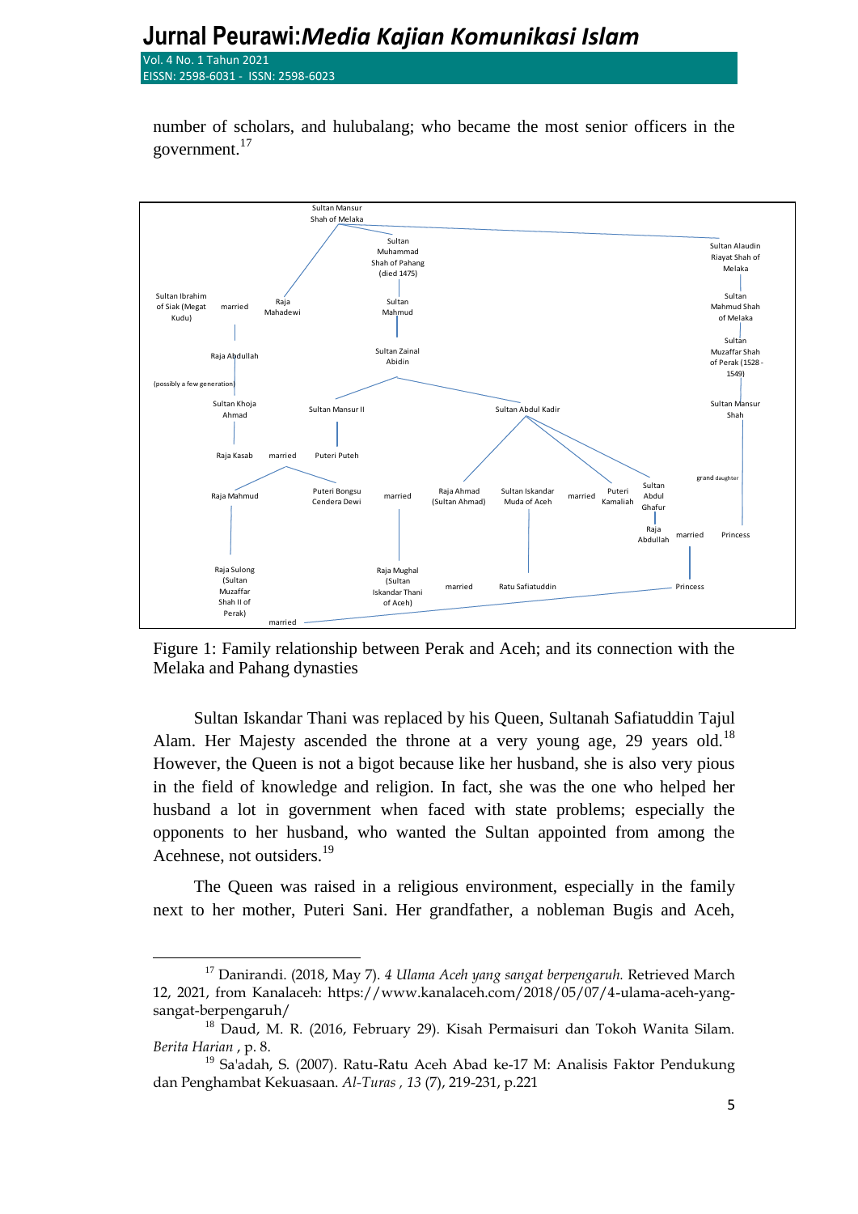number of scholars, and hulubalang; who became the most senior officers in the government.[17]

Sultan Mansur Shah of Melaka

Sultan Muhammad Shah of Pahang (died 1475)

Sultan Alaudin Riayat Shah of Melaka

Sultan Ibrahim of Siak (Megat Kudu) married Raja Mahadewi

Sultan Mahmud

Sultan Mahmud Shah of Melaka

Raja Abdullah

Sultan Zainal Abidin

Sultan Muzaffar Shah of Perak (1528 - 1549)

(possibly a few generation)

Sultan Khoja Ahmad

Sultan Mansur II

Sultan Abdul Kadir

Sultan Mansur Shah

Raja Kasab married Puteri Puteh

grand daughter

Raja Mahmud

Puteri Bongsu Cendera Dewi married Raja Ahmad (Sultan Ahmad)

Sultan Iskandar Muda of Aceh married Puteri Kamaliah

Sultan Abdul Ghafur

Raja Abdullah married Princess

Raja Sulong (Sultan Muzaffar Shah II of Perak)

Raja Mughal (Sultan Iskandar Thani of Aceh) married Ratu Safiatuddin

Princess

married

Figure 1: Family relationship between Perak and Aceh; and its connection with the Melaka and Pahang dynasties

Sultan Iskandar Thani was replaced by his Queen, Sultanah Safiatuddin Tajul Alam. Her Majesty ascended the throne at a very young age, 29 years old.[18] However, the Queen is not a bigot because like her husband, she is also very pious in the field of knowledge and religion. In fact, she was the one who helped her husband a lot in government when faced with state problems; especially the opponents to her husband, who wanted the Sultan appointed from among the Acehnese, not outsiders.[19]

The Queen was raised in a religious environment, especially in the family next to her mother, Puteri Sani. Her grandfather, a nobleman Bugis and Aceh,

---

[17] Danirandi. (2018, May 7). *4 Ulama Aceh yang sangat berpengaruh.* Retrieved March 12, 2021, from Kanalaceh: https://www.kanalaceh.com/2018/05/07/4-ulama-aceh-yang-sangat-berpengaruh/

[18] Daud, M. R. (2016, February 29). Kisah Permaisuri dan Tokoh Wanita Silam. *Berita Harian* , p. 8.

[19] Sa'adah, S. (2007). Ratu-Ratu Aceh Abad ke-17 M: Analisis Faktor Pendukung dan Penghambat Kekuasaan. *Al-Turas , 13* (7), 219-231, p.221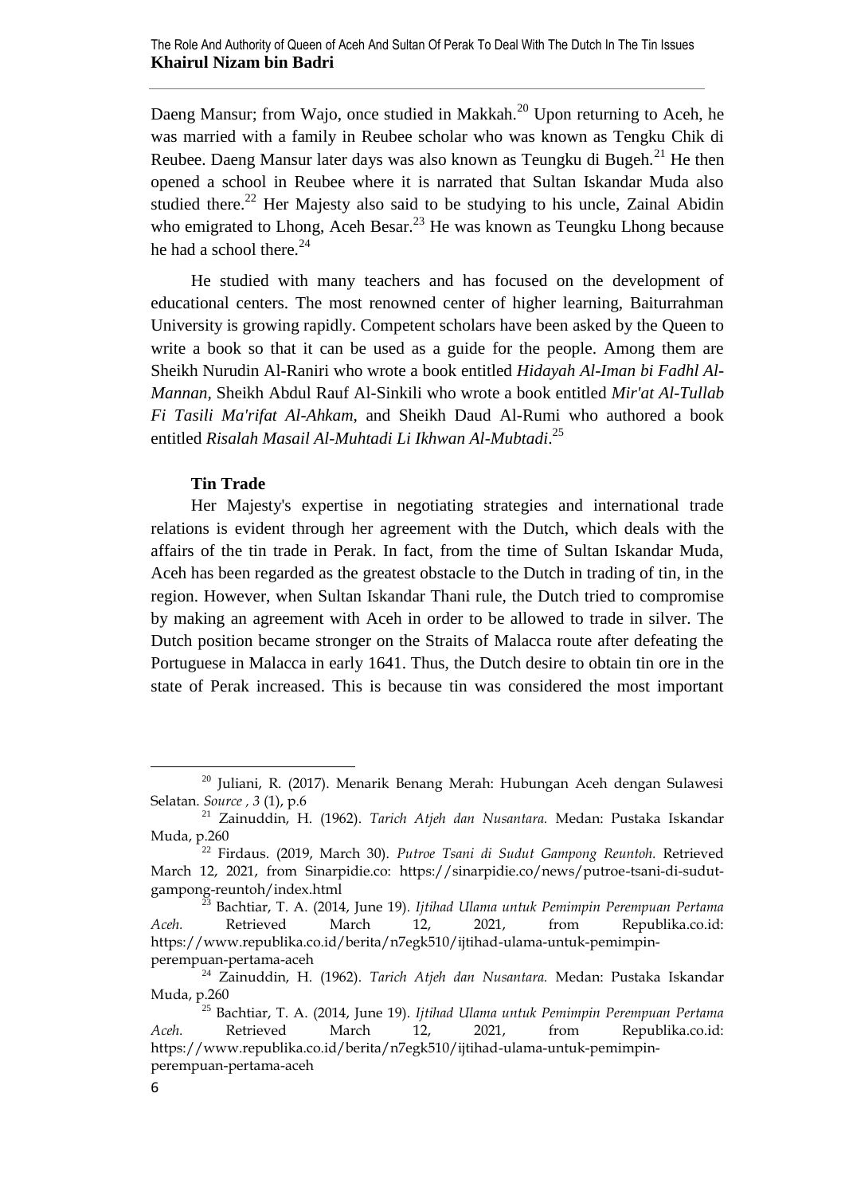Daeng Mansur; from Wajo, once studied in Makkah.[20] Upon returning to Aceh, he was married with a family in Reubee scholar who was known as Tengku Chik di Reubee. Daeng Mansur later days was also known as Teungku di Bugeh.[21] He then opened a school in Reubee where it is narrated that Sultan Iskandar Muda also studied there.[22] Her Majesty also said to be studying to his uncle, Zainal Abidin who emigrated to Lhong, Aceh Besar.[23] He was known as Teungku Lhong because he had a school there.[24]

He studied with many teachers and has focused on the development of educational centers. The most renowned center of higher learning, Baiturrahman University is growing rapidly. Competent scholars have been asked by the Queen to write a book so that it can be used as a guide for the people. Among them are Sheikh Nurudin Al-Raniri who wrote a book entitled *Hidayah Al-Iman bi Fadhl Al-Mannan*, Sheikh Abdul Rauf Al-Sinkili who wrote a book entitled *Mir'at Al-Tullab Fi Tasili Ma'rifat Al-Ahkam*, and Sheikh Daud Al-Rumi who authored a book entitled *Risalah Masail Al-Muhtadi Li Ikhwan Al-Mubtadi*.[25]

### Tin Trade

Her Majesty's expertise in negotiating strategies and international trade relations is evident through her agreement with the Dutch, which deals with the affairs of the tin trade in Perak. In fact, from the time of Sultan Iskandar Muda, Aceh has been regarded as the greatest obstacle to the Dutch in trading of tin, in the region. However, when Sultan Iskandar Thani rule, the Dutch tried to compromise by making an agreement with Aceh in order to be allowed to trade in silver. The Dutch position became stronger on the Straits of Malacca route after defeating the Portuguese in Malacca in early 1641. Thus, the Dutch desire to obtain tin ore in the state of Perak increased. This is because tin was considered the most important

---

[20] Juliani, R. (2017). Menarik Benang Merah: Hubungan Aceh dengan Sulawesi Selatan. *Source , 3* (1), p.6

[21] Zainuddin, H. (1962). *Tarich Atjeh dan Nusantara.* Medan: Pustaka Iskandar Muda, p.260

[22] Firdaus. (2019, March 30). *Putroe Tsani di Sudut Gampong Reuntoh.* Retrieved March 12, 2021, from Sinarpidie.co: https://sinarpidie.co/news/putroe-tsani-di-sudut-gampong-reuntoh/index.html

[23] Bachtiar, T. A. (2014, June 19). *Ijtihad Ulama untuk Pemimpin Perempuan Pertama Aceh.* Retrieved March 12, 2021, from Republika.co.id: https://www.republika.co.id/berita/n7egk510/ijtihad-ulama-untuk-pemimpin-perempuan-pertama-aceh

[24] Zainuddin, H. (1962). *Tarich Atjeh dan Nusantara.* Medan: Pustaka Iskandar Muda, p.260

[25] Bachtiar, T. A. (2014, June 19). *Ijtihad Ulama untuk Pemimpin Perempuan Pertama Aceh.* Retrieved March 12, 2021, from Republika.co.id: https://www.republika.co.id/berita/n7egk510/ijtihad-ulama-untuk-pemimpin-perempuan-pertama-aceh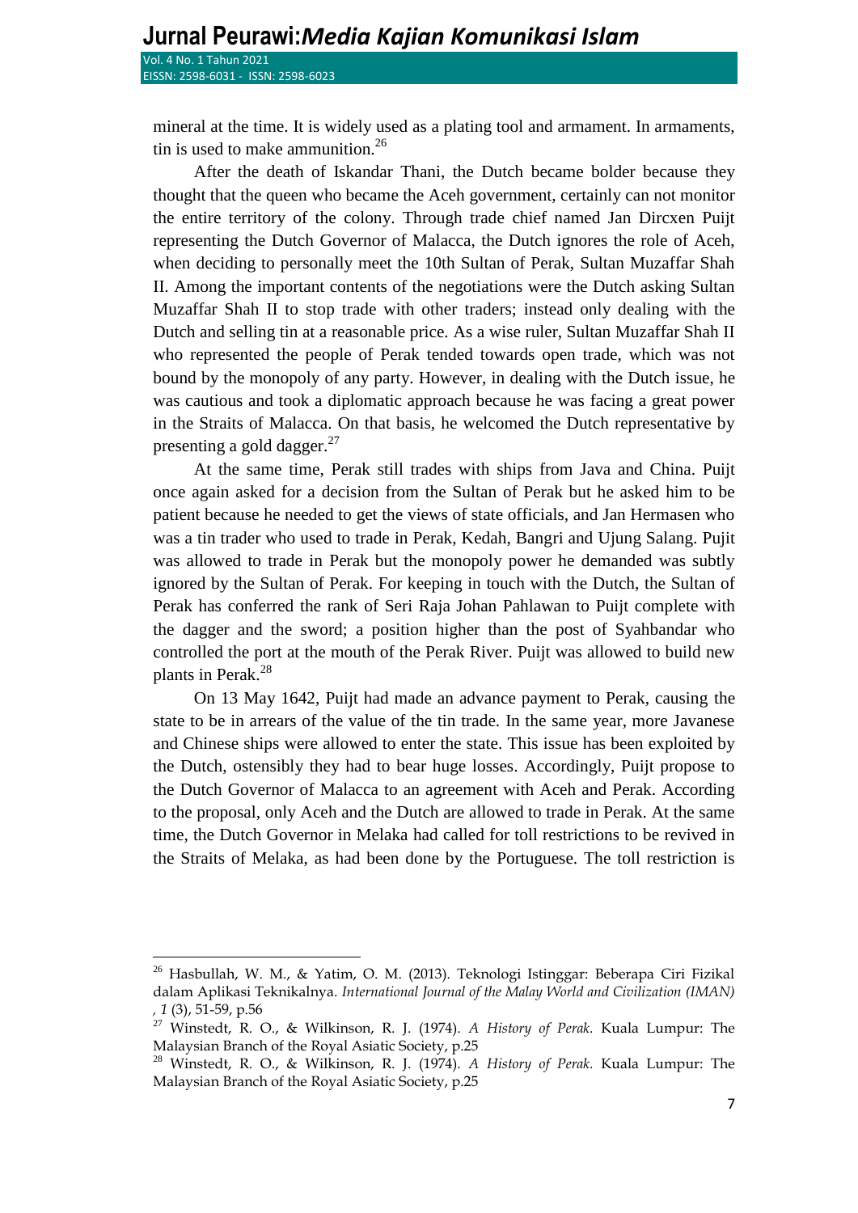mineral at the time. It is widely used as a plating tool and armament. In armaments, tin is used to make ammunition.[26]

After the death of Iskandar Thani, the Dutch became bolder because they thought that the queen who became the Aceh government, certainly can not monitor the entire territory of the colony. Through trade chief named Jan Dircxen Puijt representing the Dutch Governor of Malacca, the Dutch ignores the role of Aceh, when deciding to personally meet the 10th Sultan of Perak, Sultan Muzaffar Shah II. Among the important contents of the negotiations were the Dutch asking Sultan Muzaffar Shah II to stop trade with other traders; instead only dealing with the Dutch and selling tin at a reasonable price. As a wise ruler, Sultan Muzaffar Shah II who represented the people of Perak tended towards open trade, which was not bound by the monopoly of any party. However, in dealing with the Dutch issue, he was cautious and took a diplomatic approach because he was facing a great power in the Straits of Malacca. On that basis, he welcomed the Dutch representative by presenting a gold dagger.[27]

At the same time, Perak still trades with ships from Java and China. Puijt once again asked for a decision from the Sultan of Perak but he asked him to be patient because he needed to get the views of state officials, and Jan Hermasen who was a tin trader who used to trade in Perak, Kedah, Bangri and Ujung Salang. Pujit was allowed to trade in Perak but the monopoly power he demanded was subtly ignored by the Sultan of Perak. For keeping in touch with the Dutch, the Sultan of Perak has conferred the rank of Seri Raja Johan Pahlawan to Puijt complete with the dagger and the sword; a position higher than the post of Syahbandar who controlled the port at the mouth of the Perak River. Puijt was allowed to build new plants in Perak.[28]

On 13 May 1642, Puijt had made an advance payment to Perak, causing the state to be in arrears of the value of the tin trade. In the same year, more Javanese and Chinese ships were allowed to enter the state. This issue has been exploited by the Dutch, ostensibly they had to bear huge losses. Accordingly, Puijt propose to the Dutch Governor of Malacca to an agreement with Aceh and Perak. According to the proposal, only Aceh and the Dutch are allowed to trade in Perak. At the same time, the Dutch Governor in Melaka had called for toll restrictions to be revived in the Straits of Melaka, as had been done by the Portuguese. The toll restriction is

---

[26] Hasbullah, W. M., & Yatim, O. M. (2013). Teknologi Istinggar: Beberapa Ciri Fizikal dalam Aplikasi Teknikalnya. *International Journal of the Malay World and Civilization (IMAN) , 1* (3), 51-59, p.56

[27] Winstedt, R. O., & Wilkinson, R. J. (1974). *A History of Perak.* Kuala Lumpur: The Malaysian Branch of the Royal Asiatic Society, p.25

[28] Winstedt, R. O., & Wilkinson, R. J. (1974). *A History of Perak.* Kuala Lumpur: The Malaysian Branch of the Royal Asiatic Society, p.25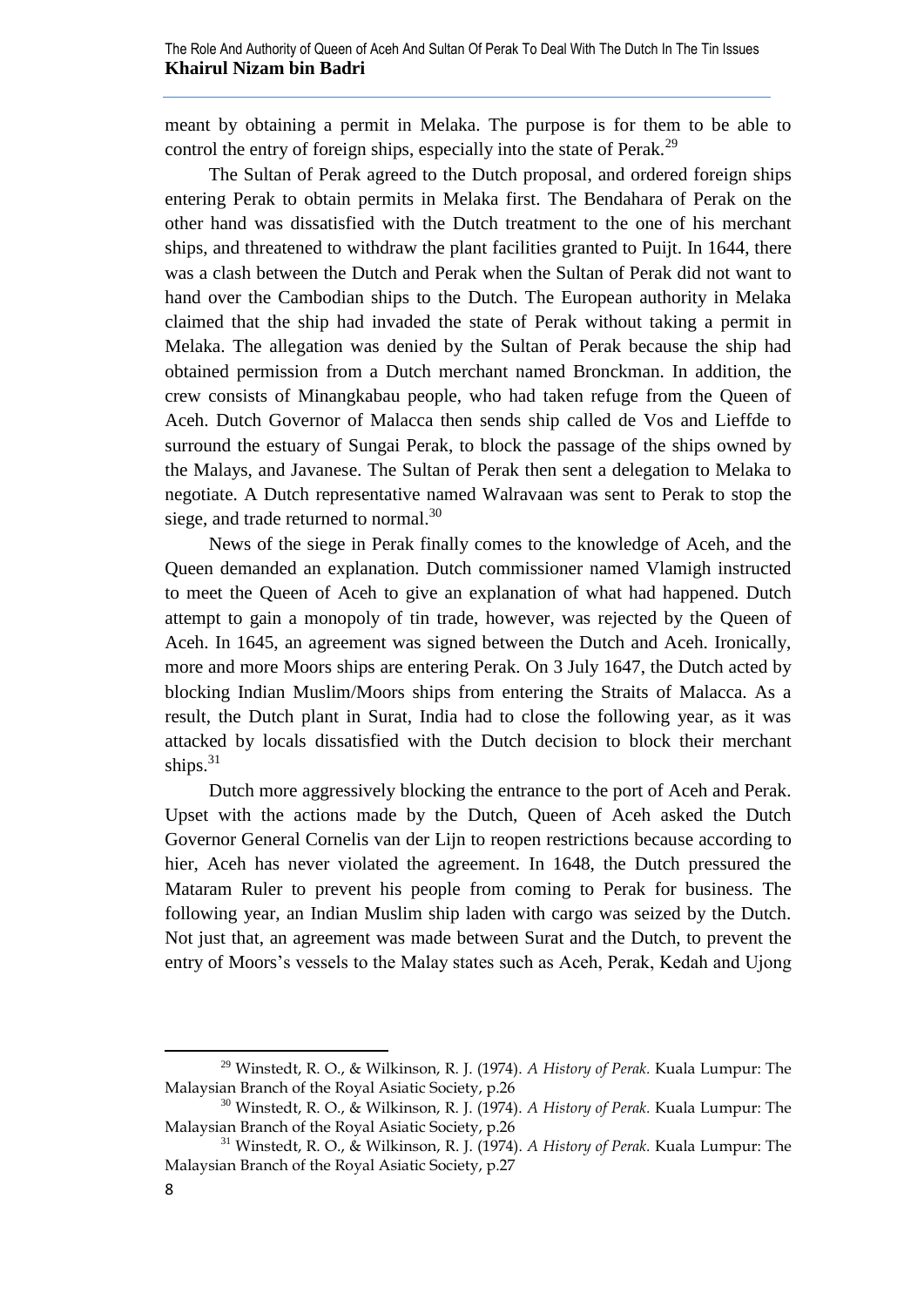meant by obtaining a permit in Melaka. The purpose is for them to be able to control the entry of foreign ships, especially into the state of Perak.[29]

The Sultan of Perak agreed to the Dutch proposal, and ordered foreign ships entering Perak to obtain permits in Melaka first. The Bendahara of Perak on the other hand was dissatisfied with the Dutch treatment to the one of his merchant ships, and threatened to withdraw the plant facilities granted to Puijt. In 1644, there was a clash between the Dutch and Perak when the Sultan of Perak did not want to hand over the Cambodian ships to the Dutch. The European authority in Melaka claimed that the ship had invaded the state of Perak without taking a permit in Melaka. The allegation was denied by the Sultan of Perak because the ship had obtained permission from a Dutch merchant named Bronckman. In addition, the crew consists of Minangkabau people, who had taken refuge from the Queen of Aceh. Dutch Governor of Malacca then sends ship called de Vos and Lieffde to surround the estuary of Sungai Perak, to block the passage of the ships owned by the Malays, and Javanese. The Sultan of Perak then sent a delegation to Melaka to negotiate. A Dutch representative named Walravaan was sent to Perak to stop the siege, and trade returned to normal.[30]

News of the siege in Perak finally comes to the knowledge of Aceh, and the Queen demanded an explanation. Dutch commissioner named Vlamigh instructed to meet the Queen of Aceh to give an explanation of what had happened. Dutch attempt to gain a monopoly of tin trade, however, was rejected by the Queen of Aceh. In 1645, an agreement was signed between the Dutch and Aceh. Ironically, more and more Moors ships are entering Perak. On 3 July 1647, the Dutch acted by blocking Indian Muslim/Moors ships from entering the Straits of Malacca. As a result, the Dutch plant in Surat, India had to close the following year, as it was attacked by locals dissatisfied with the Dutch decision to block their merchant ships.[31]

Dutch more aggressively blocking the entrance to the port of Aceh and Perak. Upset with the actions made by the Dutch, Queen of Aceh asked the Dutch Governor General Cornelis van der Lijn to reopen restrictions because according to hier, Aceh has never violated the agreement. In 1648, the Dutch pressured the Mataram Ruler to prevent his people from coming to Perak for business. The following year, an Indian Muslim ship laden with cargo was seized by the Dutch. Not just that, an agreement was made between Surat and the Dutch, to prevent the entry of Moors's vessels to the Malay states such as Aceh, Perak, Kedah and Ujong

---

[29] Winstedt, R. O., & Wilkinson, R. J. (1974). *A History of Perak.* Kuala Lumpur: The Malaysian Branch of the Royal Asiatic Society, p.26

[30] Winstedt, R. O., & Wilkinson, R. J. (1974). *A History of Perak.* Kuala Lumpur: The Malaysian Branch of the Royal Asiatic Society, p.26

[31] Winstedt, R. O., & Wilkinson, R. J. (1974). *A History of Perak.* Kuala Lumpur: The Malaysian Branch of the Royal Asiatic Society, p.27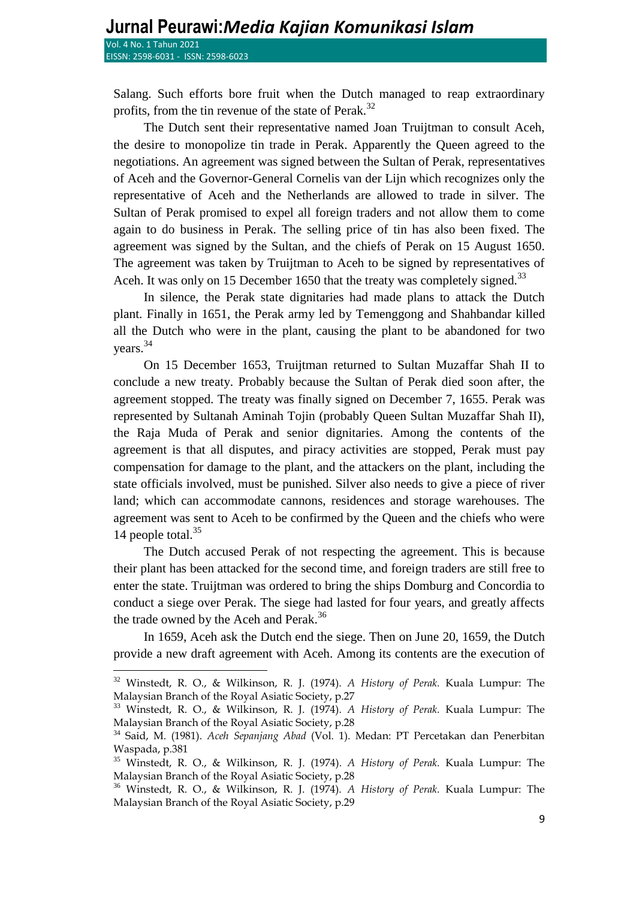Salang. Such efforts bore fruit when the Dutch managed to reap extraordinary profits, from the tin revenue of the state of Perak.[32]

The Dutch sent their representative named Joan Truijtman to consult Aceh, the desire to monopolize tin trade in Perak. Apparently the Queen agreed to the negotiations. An agreement was signed between the Sultan of Perak, representatives of Aceh and the Governor-General Cornelis van der Lijn which recognizes only the representative of Aceh and the Netherlands are allowed to trade in silver. The Sultan of Perak promised to expel all foreign traders and not allow them to come again to do business in Perak. The selling price of tin has also been fixed. The agreement was signed by the Sultan, and the chiefs of Perak on 15 August 1650. The agreement was taken by Truijtman to Aceh to be signed by representatives of Aceh. It was only on 15 December 1650 that the treaty was completely signed.[33]

In silence, the Perak state dignitaries had made plans to attack the Dutch plant. Finally in 1651, the Perak army led by Temenggong and Shahbandar killed all the Dutch who were in the plant, causing the plant to be abandoned for two years.[34]

On 15 December 1653, Truijtman returned to Sultan Muzaffar Shah II to conclude a new treaty. Probably because the Sultan of Perak died soon after, the agreement stopped. The treaty was finally signed on December 7, 1655. Perak was represented by Sultanah Aminah Tojin (probably Queen Sultan Muzaffar Shah II), the Raja Muda of Perak and senior dignitaries. Among the contents of the agreement is that all disputes, and piracy activities are stopped, Perak must pay compensation for damage to the plant, and the attackers on the plant, including the state officials involved, must be punished. Silver also needs to give a piece of river land; which can accommodate cannons, residences and storage warehouses. The agreement was sent to Aceh to be confirmed by the Queen and the chiefs who were 14 people total.[35]

The Dutch accused Perak of not respecting the agreement. This is because their plant has been attacked for the second time, and foreign traders are still free to enter the state. Truijtman was ordered to bring the ships Domburg and Concordia to conduct a siege over Perak. The siege had lasted for four years, and greatly affects the trade owned by the Aceh and Perak.[36]

In 1659, Aceh ask the Dutch end the siege. Then on June 20, 1659, the Dutch provide a new draft agreement with Aceh. Among its contents are the execution of

---

[32] Winstedt, R. O., & Wilkinson, R. J. (1974). *A History of Perak.* Kuala Lumpur: The Malaysian Branch of the Royal Asiatic Society, p.27

[33] Winstedt, R. O., & Wilkinson, R. J. (1974). *A History of Perak.* Kuala Lumpur: The Malaysian Branch of the Royal Asiatic Society, p.28

[34] Said, M. (1981). *Aceh Sepanjang Abad* (Vol. 1). Medan: PT Percetakan dan Penerbitan Waspada, p.381

[35] Winstedt, R. O., & Wilkinson, R. J. (1974). *A History of Perak.* Kuala Lumpur: The Malaysian Branch of the Royal Asiatic Society, p.28

[36] Winstedt, R. O., & Wilkinson, R. J. (1974). *A History of Perak.* Kuala Lumpur: The Malaysian Branch of the Royal Asiatic Society, p.29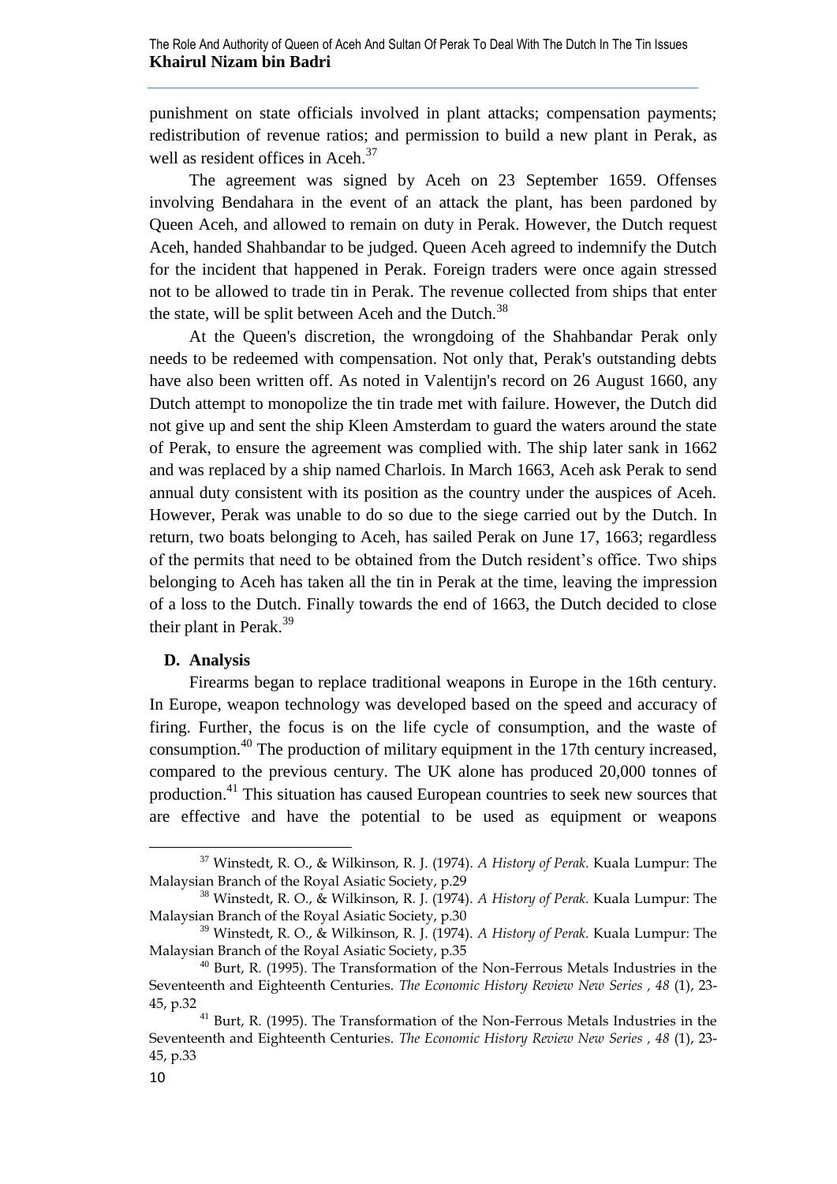punishment on state officials involved in plant attacks; compensation payments; redistribution of revenue ratios; and permission to build a new plant in Perak, as well as resident offices in Aceh.[37]

The agreement was signed by Aceh on 23 September 1659. Offenses involving Bendahara in the event of an attack the plant, has been pardoned by Queen Aceh, and allowed to remain on duty in Perak. However, the Dutch request Aceh, handed Shahbandar to be judged. Queen Aceh agreed to indemnify the Dutch for the incident that happened in Perak. Foreign traders were once again stressed not to be allowed to trade tin in Perak. The revenue collected from ships that enter the state, will be split between Aceh and the Dutch.[38]

At the Queen's discretion, the wrongdoing of the Shahbandar Perak only needs to be redeemed with compensation. Not only that, Perak's outstanding debts have also been written off. As noted in Valentijn's record on 26 August 1660, any Dutch attempt to monopolize the tin trade met with failure. However, the Dutch did not give up and sent the ship Kleen Amsterdam to guard the waters around the state of Perak, to ensure the agreement was complied with. The ship later sank in 1662 and was replaced by a ship named Charlois. In March 1663, Aceh ask Perak to send annual duty consistent with its position as the country under the auspices of Aceh. However, Perak was unable to do so due to the siege carried out by the Dutch. In return, two boats belonging to Aceh, has sailed Perak on June 17, 1663; regardless of the permits that need to be obtained from the Dutch resident's office. Two ships belonging to Aceh has taken all the tin in Perak at the time, leaving the impression of a loss to the Dutch. Finally towards the end of 1663, the Dutch decided to close their plant in Perak.[39]

## D. Analysis

Firearms began to replace traditional weapons in Europe in the 16th century. In Europe, weapon technology was developed based on the speed and accuracy of firing. Further, the focus is on the life cycle of consumption, and the waste of consumption.[40] The production of military equipment in the 17th century increased, compared to the previous century. The UK alone has produced 20,000 tonnes of production.[41] This situation has caused European countries to seek new sources that are effective and have the potential to be used as equipment or weapons

---

[37] Winstedt, R. O., & Wilkinson, R. J. (1974). *A History of Perak.* Kuala Lumpur: The Malaysian Branch of the Royal Asiatic Society, p.29

[38] Winstedt, R. O., & Wilkinson, R. J. (1974). *A History of Perak.* Kuala Lumpur: The Malaysian Branch of the Royal Asiatic Society, p.30

[39] Winstedt, R. O., & Wilkinson, R. J. (1974). *A History of Perak.* Kuala Lumpur: The Malaysian Branch of the Royal Asiatic Society, p.35

[40] Burt, R. (1995). The Transformation of the Non-Ferrous Metals Industries in the Seventeenth and Eighteenth Centuries. *The Economic History Review New Series , 48* (1), 23-45, p.32

[41] Burt, R. (1995). The Transformation of the Non-Ferrous Metals Industries in the Seventeenth and Eighteenth Centuries. *The Economic History Review New Series , 48* (1), 23-45, p.33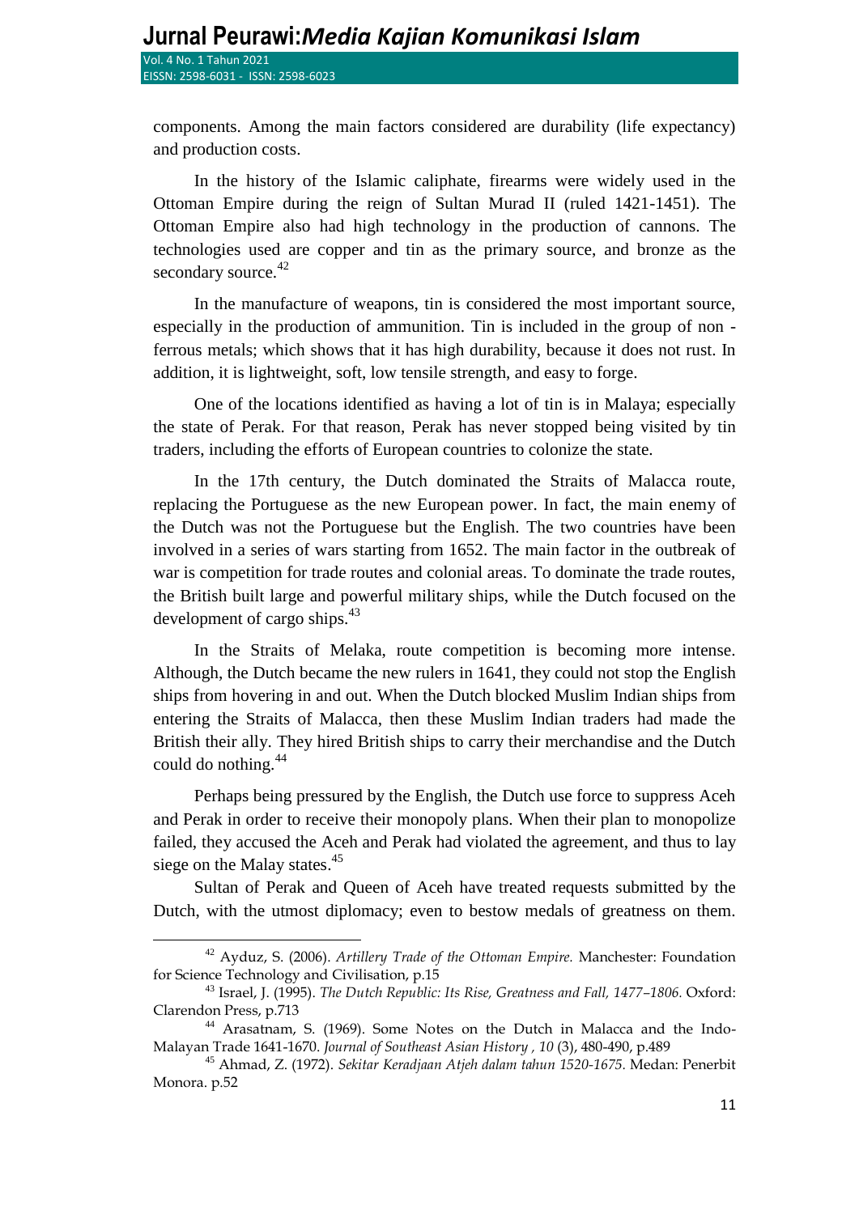components. Among the main factors considered are durability (life expectancy) and production costs.

In the history of the Islamic caliphate, firearms were widely used in the Ottoman Empire during the reign of Sultan Murad II (ruled 1421-1451). The Ottoman Empire also had high technology in the production of cannons. The technologies used are copper and tin as the primary source, and bronze as the secondary source.[42]

In the manufacture of weapons, tin is considered the most important source, especially in the production of ammunition. Tin is included in the group of non - ferrous metals; which shows that it has high durability, because it does not rust. In addition, it is lightweight, soft, low tensile strength, and easy to forge.

One of the locations identified as having a lot of tin is in Malaya; especially the state of Perak. For that reason, Perak has never stopped being visited by tin traders, including the efforts of European countries to colonize the state.

In the 17th century, the Dutch dominated the Straits of Malacca route, replacing the Portuguese as the new European power. In fact, the main enemy of the Dutch was not the Portuguese but the English. The two countries have been involved in a series of wars starting from 1652. The main factor in the outbreak of war is competition for trade routes and colonial areas. To dominate the trade routes, the British built large and powerful military ships, while the Dutch focused on the development of cargo ships.[43]

In the Straits of Melaka, route competition is becoming more intense. Although, the Dutch became the new rulers in 1641, they could not stop the English ships from hovering in and out. When the Dutch blocked Muslim Indian ships from entering the Straits of Malacca, then these Muslim Indian traders had made the British their ally. They hired British ships to carry their merchandise and the Dutch could do nothing.[44]

Perhaps being pressured by the English, the Dutch use force to suppress Aceh and Perak in order to receive their monopoly plans. When their plan to monopolize failed, they accused the Aceh and Perak had violated the agreement, and thus to lay siege on the Malay states.[45]

Sultan of Perak and Queen of Aceh have treated requests submitted by the Dutch, with the utmost diplomacy; even to bestow medals of greatness on them.

---

[42] Ayduz, S. (2006). *Artillery Trade of the Ottoman Empire.* Manchester: Foundation for Science Technology and Civilisation, p.15

[43] Israel, J. (1995). *The Dutch Republic: Its Rise, Greatness and Fall, 1477–1806.* Oxford: Clarendon Press, p.713

[44] Arasatnam, S. (1969). Some Notes on the Dutch in Malacca and the Indo-Malayan Trade 1641-1670. *Journal of Southeast Asian History , 10* (3), 480-490, p.489

[45] Ahmad, Z. (1972). *Sekitar Keradjaan Atjeh dalam tahun 1520-1675.* Medan: Penerbit Monora. p.52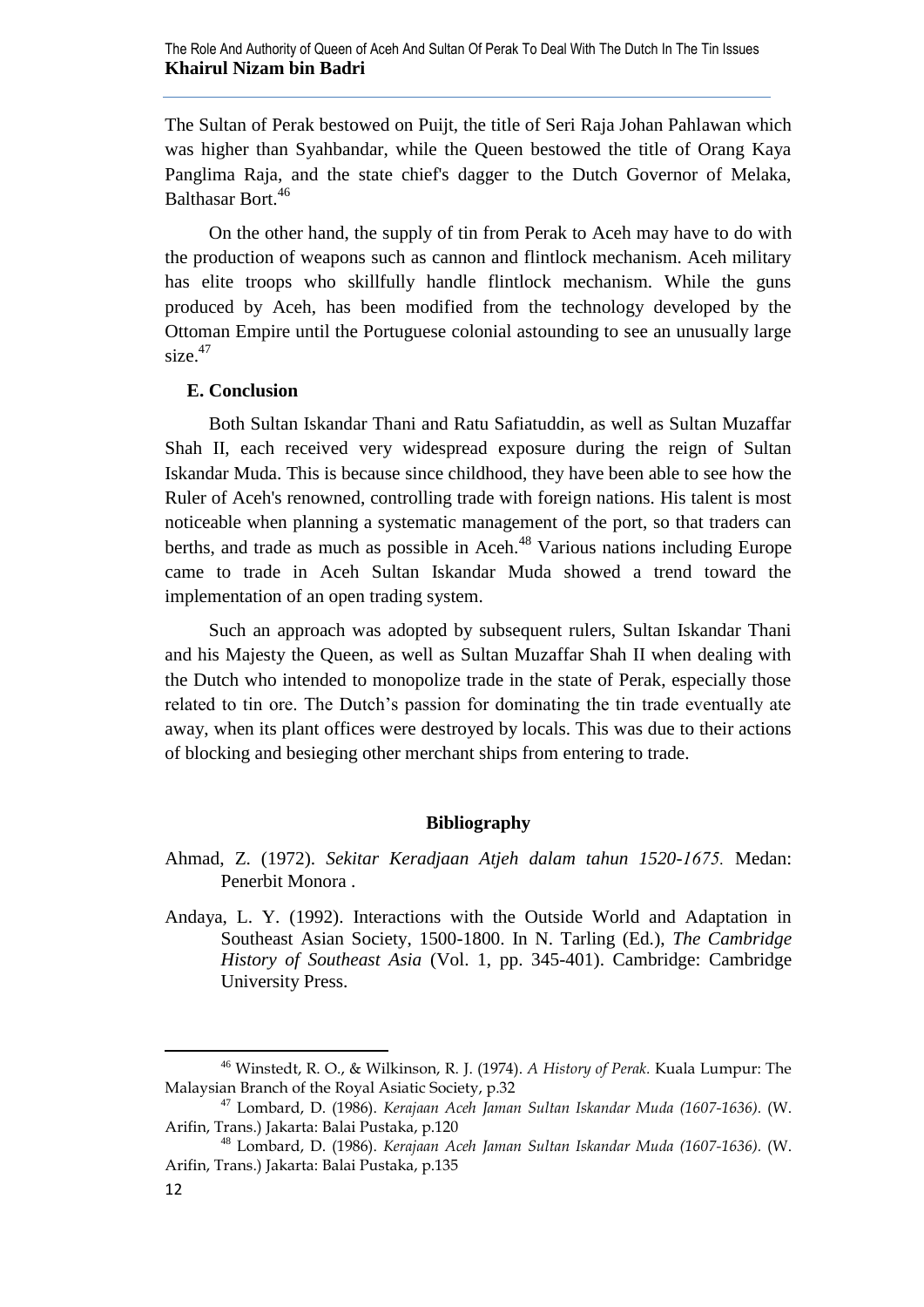The Sultan of Perak bestowed on Puijt, the title of Seri Raja Johan Pahlawan which was higher than Syahbandar, while the Queen bestowed the title of Orang Kaya Panglima Raja, and the state chief's dagger to the Dutch Governor of Melaka, Balthasar Bort.[46]

On the other hand, the supply of tin from Perak to Aceh may have to do with the production of weapons such as cannon and flintlock mechanism. Aceh military has elite troops who skillfully handle flintlock mechanism. While the guns produced by Aceh, has been modified from the technology developed by the Ottoman Empire until the Portuguese colonial astounding to see an unusually large size.[47]

## E. Conclusion

Both Sultan Iskandar Thani and Ratu Safiatuddin, as well as Sultan Muzaffar Shah II, each received very widespread exposure during the reign of Sultan Iskandar Muda. This is because since childhood, they have been able to see how the Ruler of Aceh's renowned, controlling trade with foreign nations. His talent is most noticeable when planning a systematic management of the port, so that traders can berths, and trade as much as possible in Aceh.[48] Various nations including Europe came to trade in Aceh Sultan Iskandar Muda showed a trend toward the implementation of an open trading system.

Such an approach was adopted by subsequent rulers, Sultan Iskandar Thani and his Majesty the Queen, as well as Sultan Muzaffar Shah II when dealing with the Dutch who intended to monopolize trade in the state of Perak, especially those related to tin ore. The Dutch's passion for dominating the tin trade eventually ate away, when its plant offices were destroyed by locals. This was due to their actions of blocking and besieging other merchant ships from entering to trade.

## Bibliography

Ahmad, Z. (1972). *Sekitar Keradjaan Atjeh dalam tahun 1520-1675.* Medan: Penerbit Monora .

Andaya, L. Y. (1992). Interactions with the Outside World and Adaptation in Southeast Asian Society, 1500-1800. In N. Tarling (Ed.), *The Cambridge History of Southeast Asia* (Vol. 1, pp. 345-401). Cambridge: Cambridge University Press.

---

[46] Winstedt, R. O., & Wilkinson, R. J. (1974). *A History of Perak.* Kuala Lumpur: The Malaysian Branch of the Royal Asiatic Society, p.32

[47] Lombard, D. (1986). *Kerajaan Aceh Jaman Sultan Iskandar Muda (1607-1636).* (W. Arifin, Trans.) Jakarta: Balai Pustaka, p.120

[48] Lombard, D. (1986). *Kerajaan Aceh Jaman Sultan Iskandar Muda (1607-1636).* (W. Arifin, Trans.) Jakarta: Balai Pustaka, p.135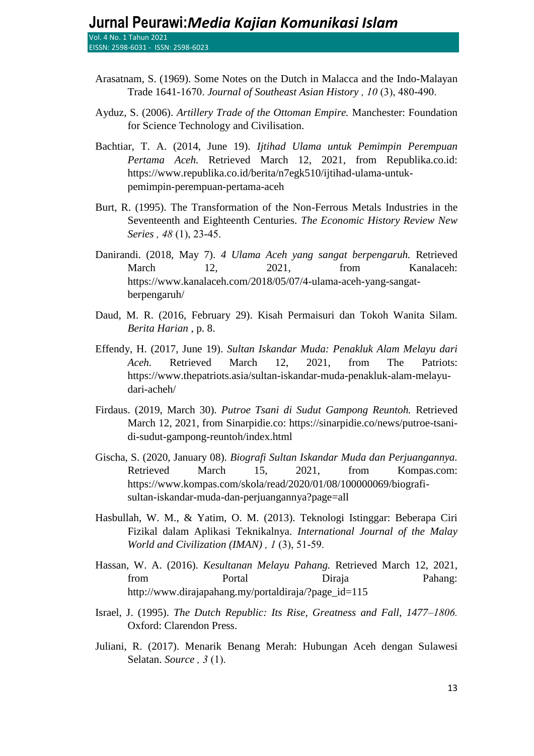Arasatnam, S. (1969). Some Notes on the Dutch in Malacca and the Indo-Malayan Trade 1641-1670. *Journal of Southeast Asian History , 10* (3), 480-490.

Ayduz, S. (2006). *Artillery Trade of the Ottoman Empire.* Manchester: Foundation for Science Technology and Civilisation.

Bachtiar, T. A. (2014, June 19). *Ijtihad Ulama untuk Pemimpin Perempuan Pertama Aceh.* Retrieved March 12, 2021, from Republika.co.id: https://www.republika.co.id/berita/n7egk510/ijtihad-ulama-untuk-pemimpin-perempuan-pertama-aceh

Burt, R. (1995). The Transformation of the Non-Ferrous Metals Industries in the Seventeenth and Eighteenth Centuries. *The Economic History Review New Series , 48* (1), 23-45.

Danirandi. (2018, May 7). *4 Ulama Aceh yang sangat berpengaruh.* Retrieved March 12, 2021, from Kanalaceh: https://www.kanalaceh.com/2018/05/07/4-ulama-aceh-yang-sangat-berpengaruh/

Daud, M. R. (2016, February 29). Kisah Permaisuri dan Tokoh Wanita Silam. *Berita Harian* , p. 8.

Effendy, H. (2017, June 19). *Sultan Iskandar Muda: Penakluk Alam Melayu dari Aceh.* Retrieved March 12, 2021, from The Patriots: https://www.thepatriots.asia/sultan-iskandar-muda-penakluk-alam-melayu-dari-acheh/

Firdaus. (2019, March 30). *Putroe Tsani di Sudut Gampong Reuntoh.* Retrieved March 12, 2021, from Sinarpidie.co: https://sinarpidie.co/news/putroe-tsani-di-sudut-gampong-reuntoh/index.html

Gischa, S. (2020, January 08). *Biografi Sultan Iskandar Muda dan Perjuangannya.* Retrieved March 15, 2021, from Kompas.com: https://www.kompas.com/skola/read/2020/01/08/100000069/biografi-sultan-iskandar-muda-dan-perjuangannya?page=all

Hasbullah, W. M., & Yatim, O. M. (2013). Teknologi Istinggar: Beberapa Ciri Fizikal dalam Aplikasi Teknikalnya. *International Journal of the Malay World and Civilization (IMAN) , 1* (3), 51-59.

Hassan, W. A. (2016). *Kesultanan Melayu Pahang.* Retrieved March 12, 2021, from Portal Diraja Pahang: http://www.dirajapahang.my/portaldiraja/?page_id=115

Israel, J. (1995). *The Dutch Republic: Its Rise, Greatness and Fall, 1477–1806.* Oxford: Clarendon Press.

Juliani, R. (2017). Menarik Benang Merah: Hubungan Aceh dengan Sulawesi Selatan. *Source , 3* (1).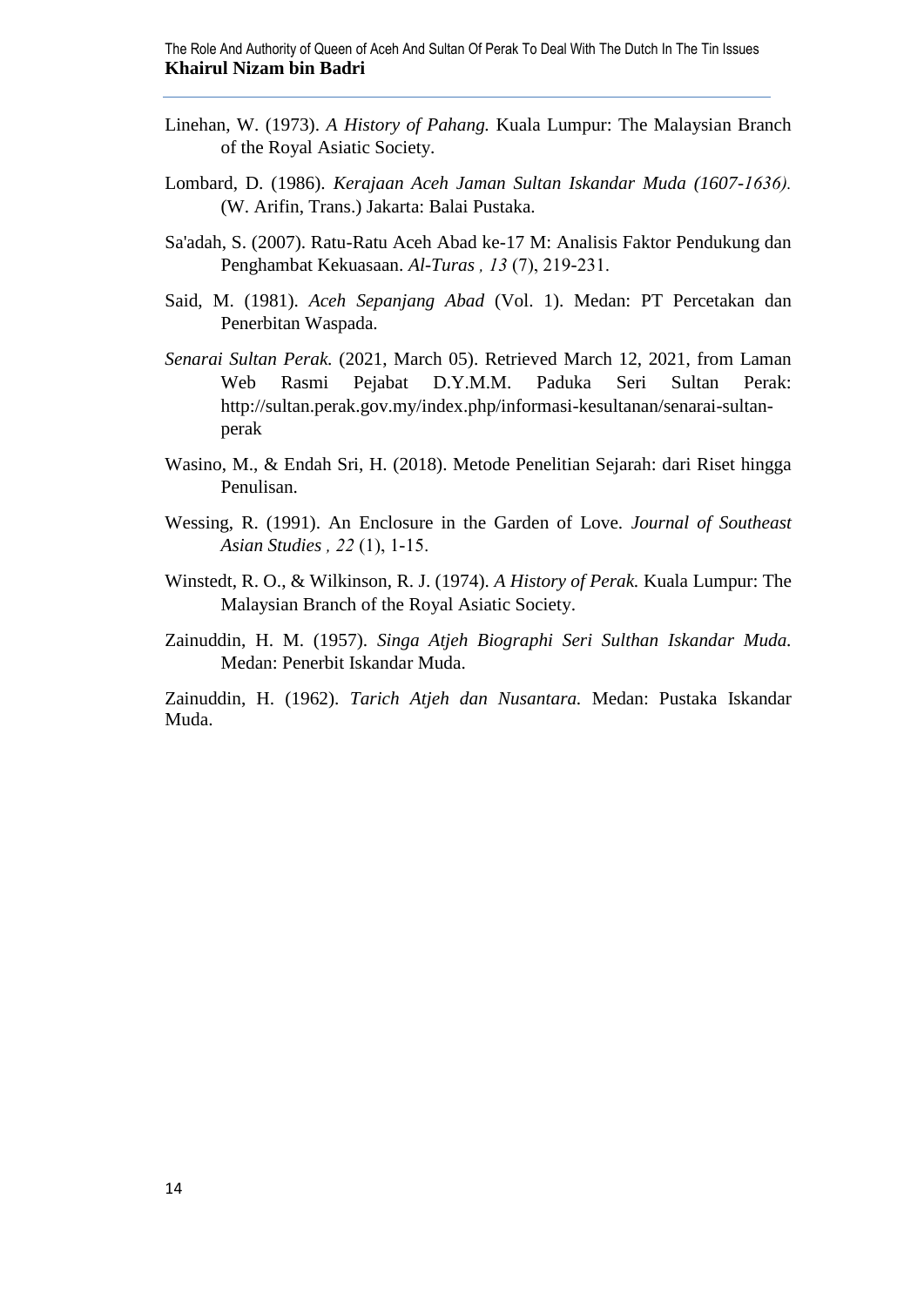Linehan, W. (1973). *A History of Pahang.* Kuala Lumpur: The Malaysian Branch of the Royal Asiatic Society.

Lombard, D. (1986). *Kerajaan Aceh Jaman Sultan Iskandar Muda (1607-1636).* (W. Arifin, Trans.) Jakarta: Balai Pustaka.

Sa'adah, S. (2007). Ratu-Ratu Aceh Abad ke-17 M: Analisis Faktor Pendukung dan Penghambat Kekuasaan. *Al-Turas , 13* (7), 219-231.

Said, M. (1981). *Aceh Sepanjang Abad* (Vol. 1). Medan: PT Percetakan dan Penerbitan Waspada.

*Senarai Sultan Perak.* (2021, March 05). Retrieved March 12, 2021, from Laman Web Rasmi Pejabat D.Y.M.M. Paduka Seri Sultan Perak: http://sultan.perak.gov.my/index.php/informasi-kesultanan/senarai-sultan-perak

Wasino, M., & Endah Sri, H. (2018). Metode Penelitian Sejarah: dari Riset hingga Penulisan.

Wessing, R. (1991). An Enclosure in the Garden of Love. *Journal of Southeast Asian Studies , 22* (1), 1-15.

Winstedt, R. O., & Wilkinson, R. J. (1974). *A History of Perak.* Kuala Lumpur: The Malaysian Branch of the Royal Asiatic Society.

Zainuddin, H. M. (1957). *Singa Atjeh Biographi Seri Sulthan Iskandar Muda.* Medan: Penerbit Iskandar Muda.

Zainuddin, H. (1962). *Tarich Atjeh dan Nusantara.* Medan: Pustaka Iskandar Muda.